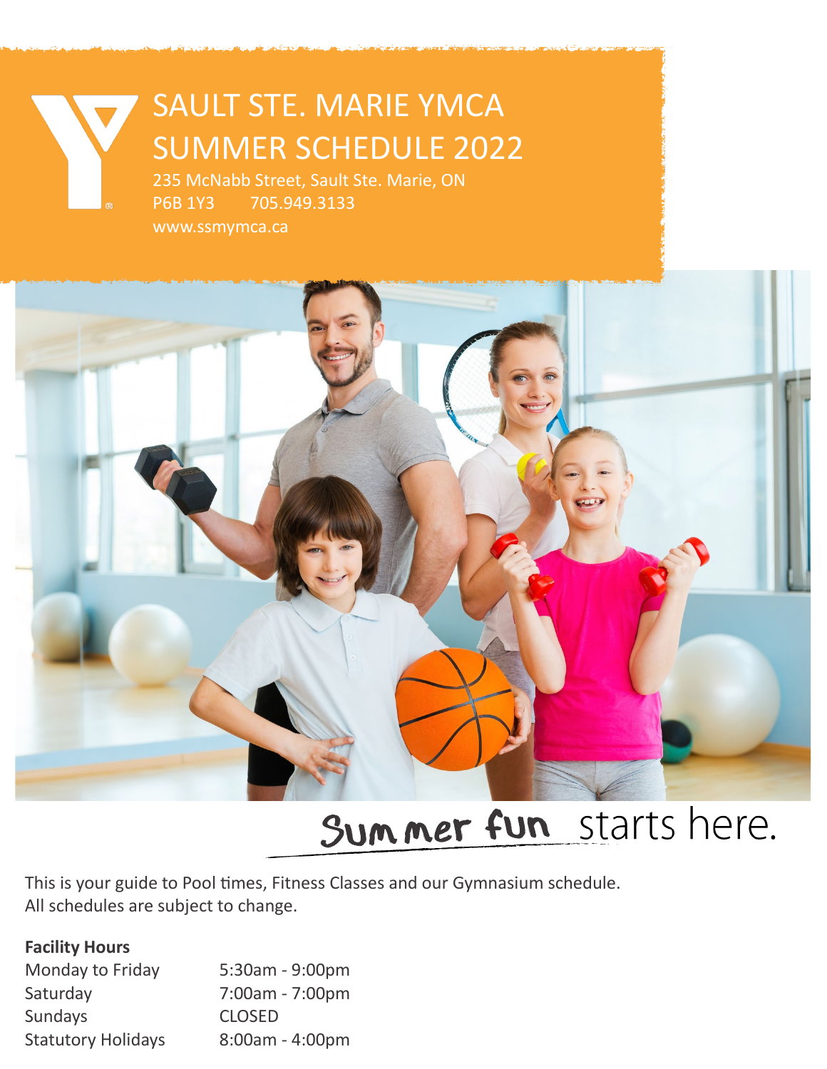# SAULT STE. MARIE YMCA SUMMER SCHEDULE 2022

235 McNabb Street, Sault Ste. Marie, ON
P6B 1Y3 705.949.3133
www.ssmymca.ca

Summer fun starts here.

This is your guide to Pool times, Fitness Classes and our Gymnasium schedule.
All schedules are subject to change.

**Facility Hours**

| | |
|---|---|
| Monday to Friday | 5:30am - 9:00pm |
| Saturday | 7:00am - 7:00pm |
| Sundays | CLOSED |
| Statutory Holidays | 8:00am - 4:00pm |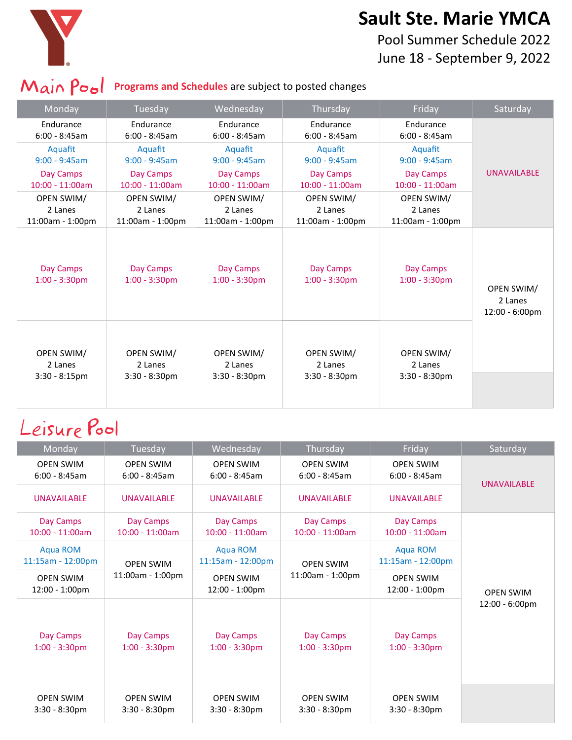# Sault Ste. Marie YMCA

Pool Summer Schedule 2022

June 18 - September 9, 2022

## Main Pool

**Programs and Schedules** are subject to posted changes

| Monday | Tuesday | Wednesday | Thursday | Friday | Saturday |
|---|---|---|---|---|---|
| Endurance 6:00 - 8:45am | Endurance 6:00 - 8:45am | Endurance 6:00 - 8:45am | Endurance 6:00 - 8:45am | Endurance 6:00 - 8:45am | UNAVAILABLE |
| Aquafit 9:00 - 9:45am | Aquafit 9:00 - 9:45am | Aquafit 9:00 - 9:45am | Aquafit 9:00 - 9:45am | Aquafit 9:00 - 9:45am | |
| Day Camps 10:00 - 11:00am | Day Camps 10:00 - 11:00am | Day Camps 10:00 - 11:00am | Day Camps 10:00 - 11:00am | Day Camps 10:00 - 11:00am | |
| OPEN SWIM/ 2 Lanes 11:00am - 1:00pm | OPEN SWIM/ 2 Lanes 11:00am - 1:00pm | OPEN SWIM/ 2 Lanes 11:00am - 1:00pm | OPEN SWIM/ 2 Lanes 11:00am - 1:00pm | OPEN SWIM/ 2 Lanes 11:00am - 1:00pm | |
| Day Camps 1:00 - 3:30pm | Day Camps 1:00 - 3:30pm | Day Camps 1:00 - 3:30pm | Day Camps 1:00 - 3:30pm | Day Camps 1:00 - 3:30pm | OPEN SWIM/ 2 Lanes 12:00 - 6:00pm |
| OPEN SWIM/ 2 Lanes 3:30 - 8:15pm | OPEN SWIM/ 2 Lanes 3:30 - 8:30pm | OPEN SWIM/ 2 Lanes 3:30 - 8:30pm | OPEN SWIM/ 2 Lanes 3:30 - 8:30pm | OPEN SWIM/ 2 Lanes 3:30 - 8:30pm | |

## Leisure Pool

| Monday | Tuesday | Wednesday | Thursday | Friday | Saturday |
|---|---|---|---|---|---|
| OPEN SWIM 6:00 - 8:45am | OPEN SWIM 6:00 - 8:45am | OPEN SWIM 6:00 - 8:45am | OPEN SWIM 6:00 - 8:45am | OPEN SWIM 6:00 - 8:45am | UNAVAILABLE |
| UNAVAILABLE | UNAVAILABLE | UNAVAILABLE | UNAVAILABLE | UNAVAILABLE | |
| Day Camps 10:00 - 11:00am | Day Camps 10:00 - 11:00am | Day Camps 10:00 - 11:00am | Day Camps 10:00 - 11:00am | Day Camps 10:00 - 11:00am | OPEN SWIM 12:00 - 6:00pm |
| Aqua ROM 11:15am - 12:00pm | OPEN SWIM 11:00am - 1:00pm | Aqua ROM 11:15am - 12:00pm | OPEN SWIM 11:00am - 1:00pm | Aqua ROM 11:15am - 12:00pm | |
| OPEN SWIM 12:00 - 1:00pm | | OPEN SWIM 12:00 - 1:00pm | | OPEN SWIM 12:00 - 1:00pm | |
| Day Camps 1:00 - 3:30pm | Day Camps 1:00 - 3:30pm | Day Camps 1:00 - 3:30pm | Day Camps 1:00 - 3:30pm | Day Camps 1:00 - 3:30pm | |
| OPEN SWIM 3:30 - 8:30pm | OPEN SWIM 3:30 - 8:30pm | OPEN SWIM 3:30 - 8:30pm | OPEN SWIM 3:30 - 8:30pm | OPEN SWIM 3:30 - 8:30pm | |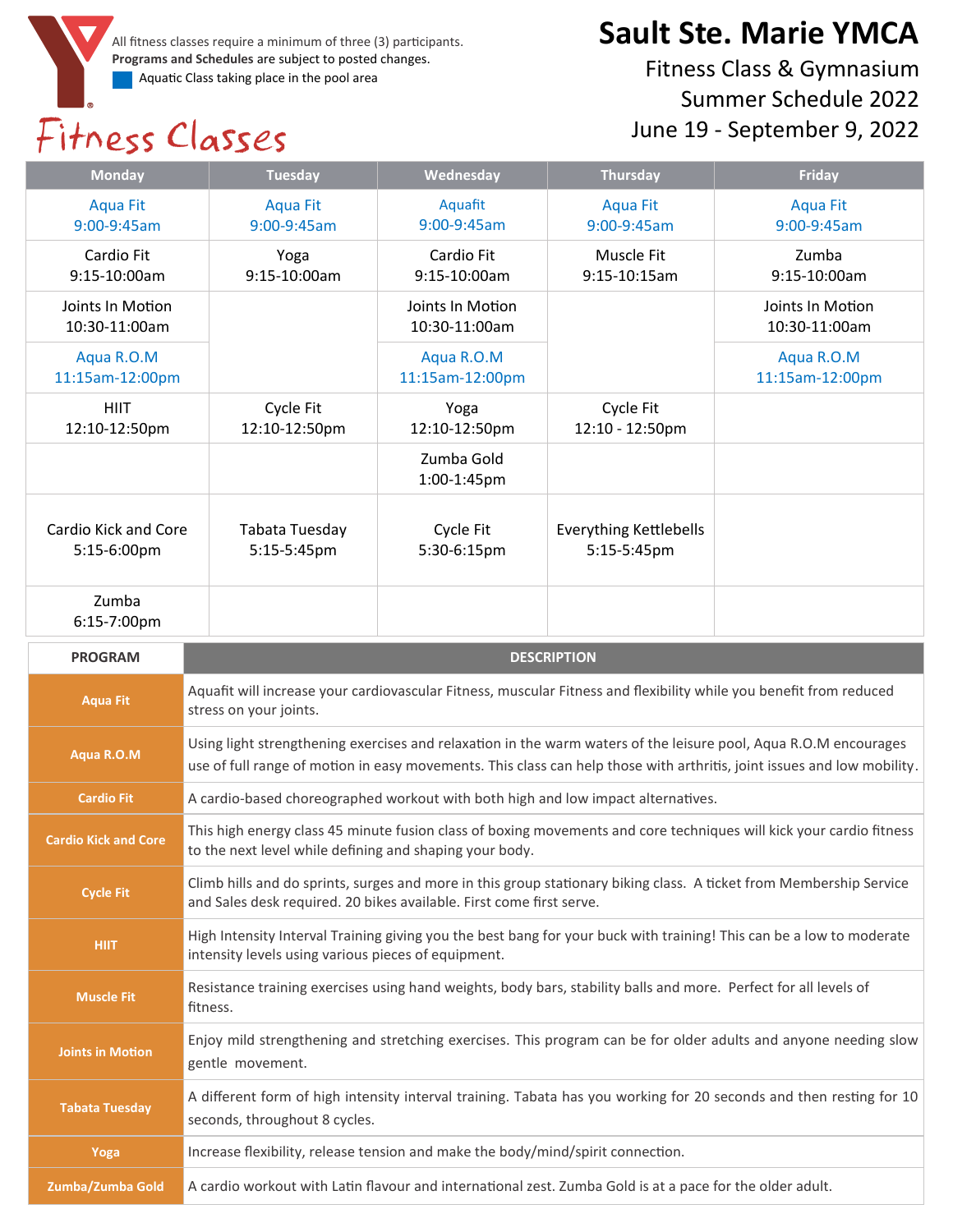All fitness classes require a minimum of three (3) participants.
**Programs and Schedules** are subject to posted changes.
Aquatic Class taking place in the pool area

# Sault Ste. Marie YMCA

## Fitness Class & Gymnasium Summer Schedule 2022

## June 19 - September 9, 2022

## Fitness Classes

| Monday | Tuesday | Wednesday | Thursday | Friday |
|---|---|---|---|---|
| Aqua Fit 9:00-9:45am | Aqua Fit 9:00-9:45am | Aquafit 9:00-9:45am | Aqua Fit 9:00-9:45am | Aqua Fit 9:00-9:45am |
| Cardio Fit 9:15-10:00am | Yoga 9:15-10:00am | Cardio Fit 9:15-10:00am | Muscle Fit 9:15-10:15am | Zumba 9:15-10:00am |
| Joints In Motion 10:30-11:00am | | Joints In Motion 10:30-11:00am | | Joints In Motion 10:30-11:00am |
| Aqua R.O.M 11:15am-12:00pm | | Aqua R.O.M 11:15am-12:00pm | | Aqua R.O.M 11:15am-12:00pm |
| HIIT 12:10-12:50pm | Cycle Fit 12:10-12:50pm | Yoga 12:10-12:50pm | Cycle Fit 12:10 - 12:50pm | |
| | | Zumba Gold 1:00-1:45pm | | |
| Cardio Kick and Core 5:15-6:00pm | Tabata Tuesday 5:15-5:45pm | Cycle Fit 5:30-6:15pm | Everything Kettlebells 5:15-5:45pm | |
| Zumba 6:15-7:00pm | | | | |

| PROGRAM | DESCRIPTION |
|---|---|
| **Aqua Fit** | Aquafit will increase your cardiovascular Fitness, muscular Fitness and flexibility while you benefit from reduced stress on your joints. |
| **Aqua R.O.M** | Using light strengthening exercises and relaxation in the warm waters of the leisure pool, Aqua R.O.M encourages use of full range of motion in easy movements. This class can help those with arthritis, joint issues and low mobility. |
| **Cardio Fit** | A cardio-based choreographed workout with both high and low impact alternatives. |
| **Cardio Kick and Core** | This high energy class 45 minute fusion class of boxing movements and core techniques will kick your cardio fitness to the next level while defining and shaping your body. |
| **Cycle Fit** | Climb hills and do sprints, surges and more in this group stationary biking class. A ticket from Membership Service and Sales desk required. 20 bikes available. First come first serve. |
| **HIIT** | High Intensity Interval Training giving you the best bang for your buck with training! This can be a low to moderate intensity levels using various pieces of equipment. |
| **Muscle Fit** | Resistance training exercises using hand weights, body bars, stability balls and more. Perfect for all levels of fitness. |
| **Joints in Motion** | Enjoy mild strengthening and stretching exercises. This program can be for older adults and anyone needing slow gentle movement. |
| **Tabata Tuesday** | A different form of high intensity interval training. Tabata has you working for 20 seconds and then resting for 10 seconds, throughout 8 cycles. |
| **Yoga** | Increase flexibility, release tension and make the body/mind/spirit connection. |
| **Zumba/Zumba Gold** | A cardio workout with Latin flavour and international zest. Zumba Gold is at a pace for the older adult. |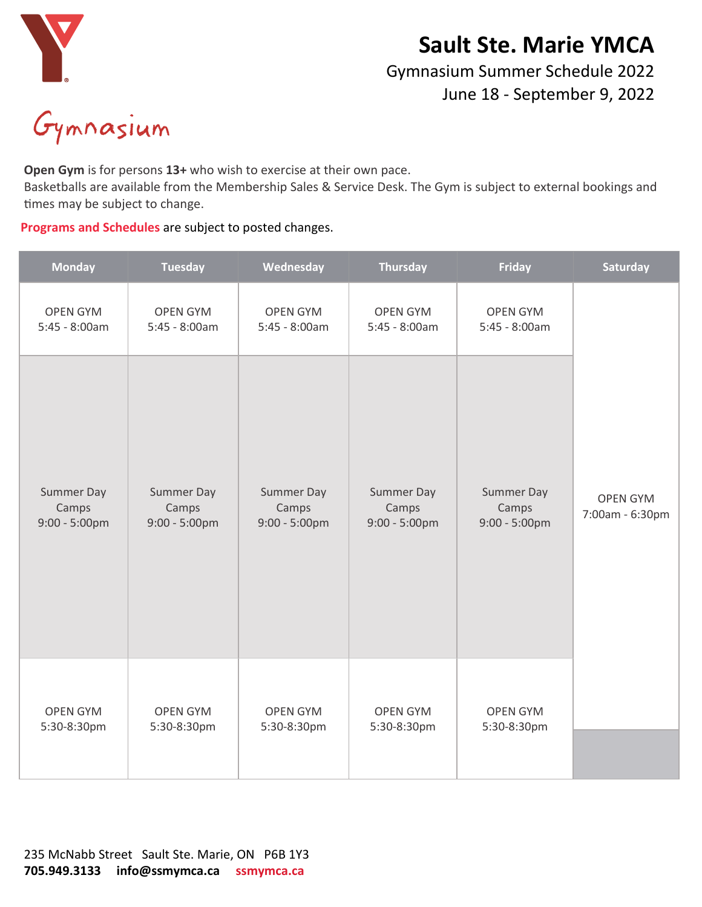# Sault Ste. Marie YMCA

Gymnasium Summer Schedule 2022
June 18 - September 9, 2022

## Gymnasium

**Open Gym** is for persons **13+** who wish to exercise at their own pace.
Basketballs are available from the Membership Sales & Service Desk. The Gym is subject to external bookings and times may be subject to change.

**Programs and Schedules** are subject to posted changes.

| Monday | Tuesday | Wednesday | Thursday | Friday | Saturday |
|---|---|---|---|---|---|
| OPEN GYM 5:45 - 8:00am | OPEN GYM 5:45 - 8:00am | OPEN GYM 5:45 - 8:00am | OPEN GYM 5:45 - 8:00am | OPEN GYM 5:45 - 8:00am | OPEN GYM 7:00am - 6:30pm |
| Summer Day Camps 9:00 - 5:00pm | Summer Day Camps 9:00 - 5:00pm | Summer Day Camps 9:00 - 5:00pm | Summer Day Camps 9:00 - 5:00pm | Summer Day Camps 9:00 - 5:00pm | |
| OPEN GYM 5:30-8:30pm | OPEN GYM 5:30-8:30pm | OPEN GYM 5:30-8:30pm | OPEN GYM 5:30-8:30pm | OPEN GYM 5:30-8:30pm | |

235 McNabb Street Sault Ste. Marie, ON P6B 1Y3
**705.949.3133** **info@ssmymca.ca** **ssmymca.ca**